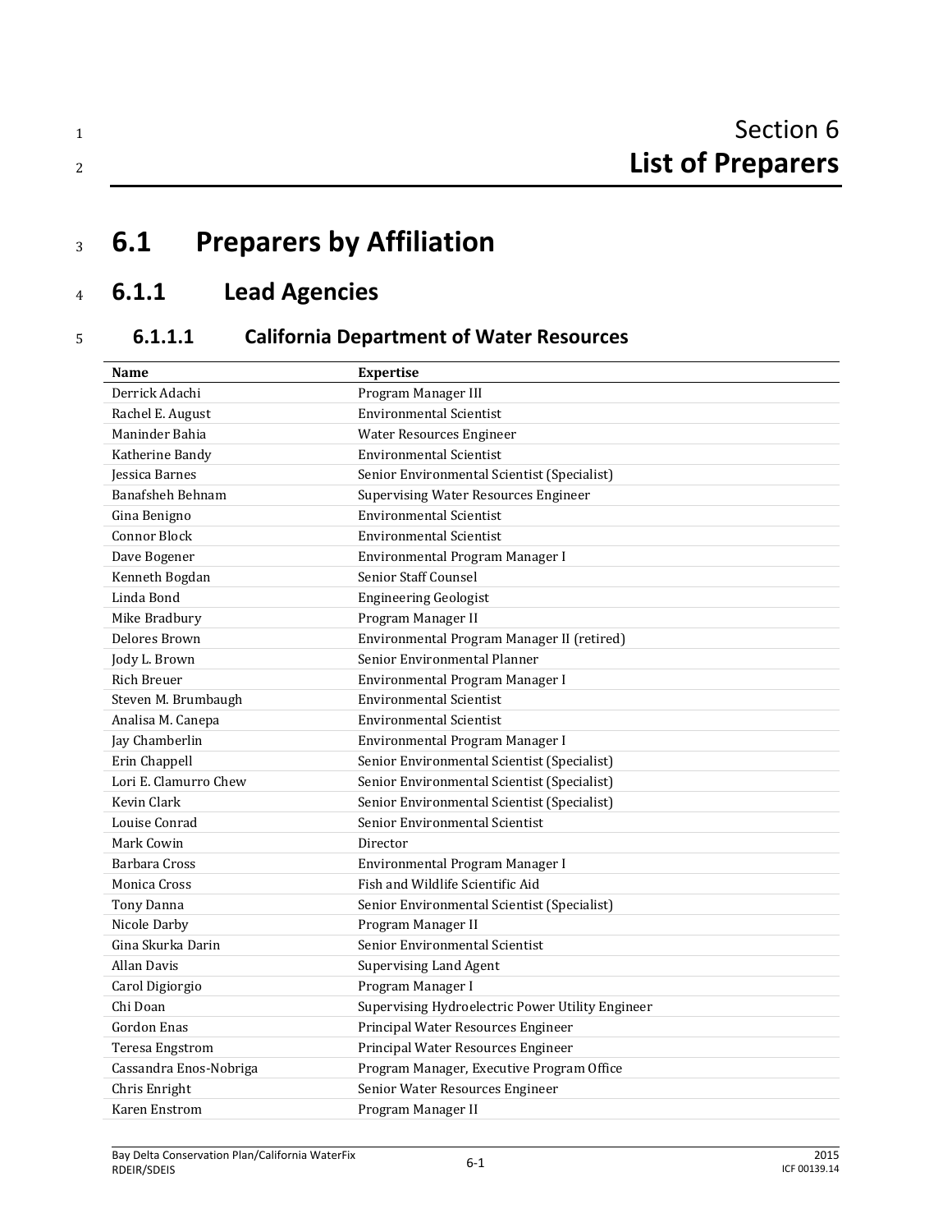# Section 6
# List of Preparers

## 6.1 Preparers by Affiliation

### 6.1.1 Lead Agencies

#### 6.1.1.1 California Department of Water Resources

| Name | Expertise |
|---|---|
| Derrick Adachi | Program Manager III |
| Rachel E. August | Environmental Scientist |
| Maninder Bahia | Water Resources Engineer |
| Katherine Bandy | Environmental Scientist |
| Jessica Barnes | Senior Environmental Scientist (Specialist) |
| Banafsheh Behnam | Supervising Water Resources Engineer |
| Gina Benigno | Environmental Scientist |
| Connor Block | Environmental Scientist |
| Dave Bogener | Environmental Program Manager I |
| Kenneth Bogdan | Senior Staff Counsel |
| Linda Bond | Engineering Geologist |
| Mike Bradbury | Program Manager II |
| Delores Brown | Environmental Program Manager II (retired) |
| Jody L. Brown | Senior Environmental Planner |
| Rich Breuer | Environmental Program Manager I |
| Steven M. Brumbaugh | Environmental Scientist |
| Analisa M. Canepa | Environmental Scientist |
| Jay Chamberlin | Environmental Program Manager I |
| Erin Chappell | Senior Environmental Scientist (Specialist) |
| Lori E. Clamurro Chew | Senior Environmental Scientist (Specialist) |
| Kevin Clark | Senior Environmental Scientist (Specialist) |
| Louise Conrad | Senior Environmental Scientist |
| Mark Cowin | Director |
| Barbara Cross | Environmental Program Manager I |
| Monica Cross | Fish and Wildlife Scientific Aid |
| Tony Danna | Senior Environmental Scientist (Specialist) |
| Nicole Darby | Program Manager II |
| Gina Skurka Darin | Senior Environmental Scientist |
| Allan Davis | Supervising Land Agent |
| Carol Digiorgio | Program Manager I |
| Chi Doan | Supervising Hydroelectric Power Utility Engineer |
| Gordon Enas | Principal Water Resources Engineer |
| Teresa Engstrom | Principal Water Resources Engineer |
| Cassandra Enos-Nobriga | Program Manager, Executive Program Office |
| Chris Enright | Senior Water Resources Engineer |
| Karen Enstrom | Program Manager II |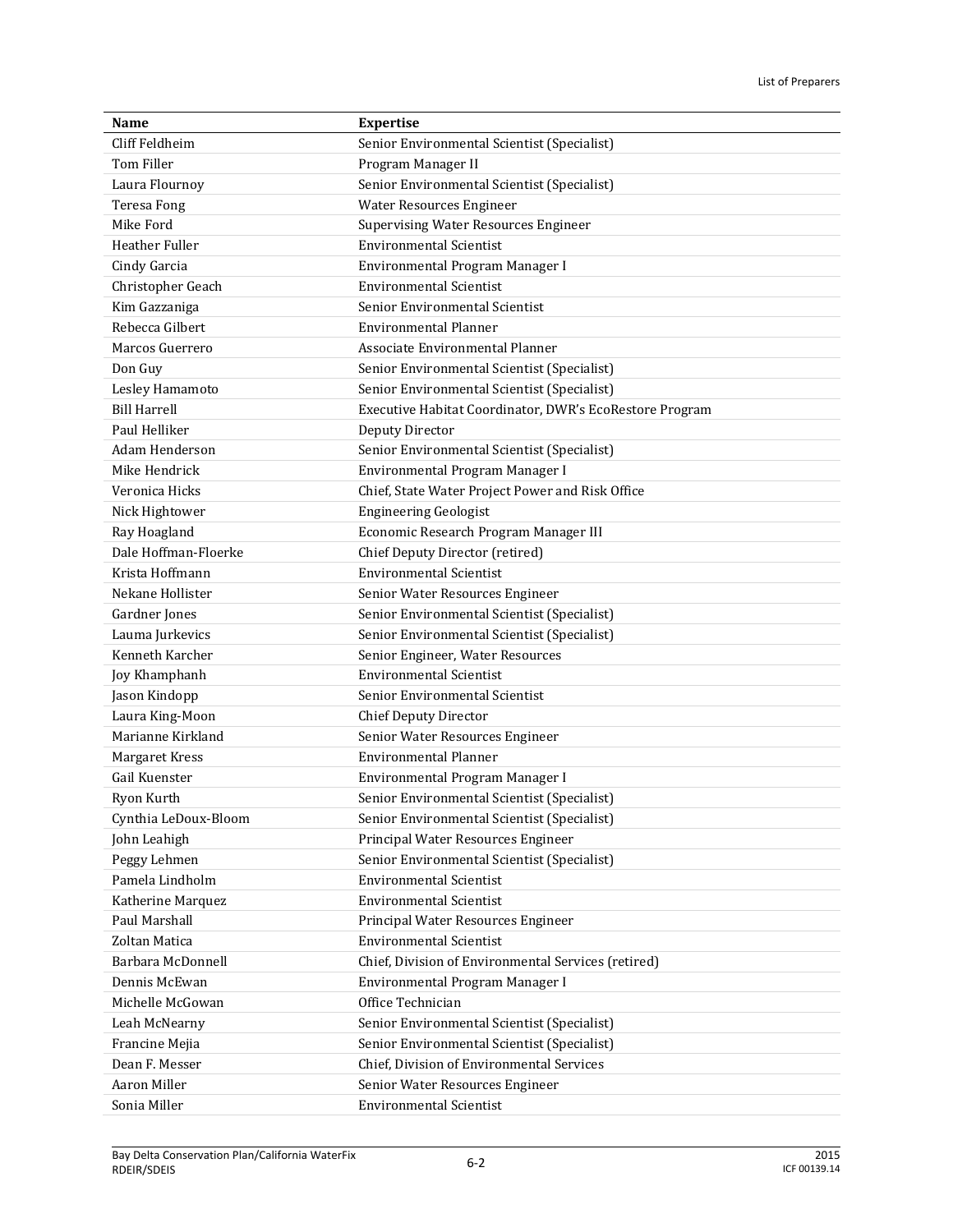| Name | Expertise |
|---|---|
| Cliff Feldheim | Senior Environmental Scientist (Specialist) |
| Tom Filler | Program Manager II |
| Laura Flournoy | Senior Environmental Scientist (Specialist) |
| Teresa Fong | Water Resources Engineer |
| Mike Ford | Supervising Water Resources Engineer |
| Heather Fuller | Environmental Scientist |
| Cindy Garcia | Environmental Program Manager I |
| Christopher Geach | Environmental Scientist |
| Kim Gazzaniga | Senior Environmental Scientist |
| Rebecca Gilbert | Environmental Planner |
| Marcos Guerrero | Associate Environmental Planner |
| Don Guy | Senior Environmental Scientist (Specialist) |
| Lesley Hamamoto | Senior Environmental Scientist (Specialist) |
| Bill Harrell | Executive Habitat Coordinator, DWR's EcoRestore Program |
| Paul Helliker | Deputy Director |
| Adam Henderson | Senior Environmental Scientist (Specialist) |
| Mike Hendrick | Environmental Program Manager I |
| Veronica Hicks | Chief, State Water Project Power and Risk Office |
| Nick Hightower | Engineering Geologist |
| Ray Hoagland | Economic Research Program Manager III |
| Dale Hoffman-Floerke | Chief Deputy Director (retired) |
| Krista Hoffmann | Environmental Scientist |
| Nekane Hollister | Senior Water Resources Engineer |
| Gardner Jones | Senior Environmental Scientist (Specialist) |
| Lauma Jurkevics | Senior Environmental Scientist (Specialist) |
| Kenneth Karcher | Senior Engineer, Water Resources |
| Joy Khamphanh | Environmental Scientist |
| Jason Kindopp | Senior Environmental Scientist |
| Laura King-Moon | Chief Deputy Director |
| Marianne Kirkland | Senior Water Resources Engineer |
| Margaret Kress | Environmental Planner |
| Gail Kuenster | Environmental Program Manager I |
| Ryon Kurth | Senior Environmental Scientist (Specialist) |
| Cynthia LeDoux-Bloom | Senior Environmental Scientist (Specialist) |
| John Leahigh | Principal Water Resources Engineer |
| Peggy Lehmen | Senior Environmental Scientist (Specialist) |
| Pamela Lindholm | Environmental Scientist |
| Katherine Marquez | Environmental Scientist |
| Paul Marshall | Principal Water Resources Engineer |
| Zoltan Matica | Environmental Scientist |
| Barbara McDonnell | Chief, Division of Environmental Services (retired) |
| Dennis McEwan | Environmental Program Manager I |
| Michelle McGowan | Office Technician |
| Leah McNearny | Senior Environmental Scientist (Specialist) |
| Francine Mejia | Senior Environmental Scientist (Specialist) |
| Dean F. Messer | Chief, Division of Environmental Services |
| Aaron Miller | Senior Water Resources Engineer |
| Sonia Miller | Environmental Scientist |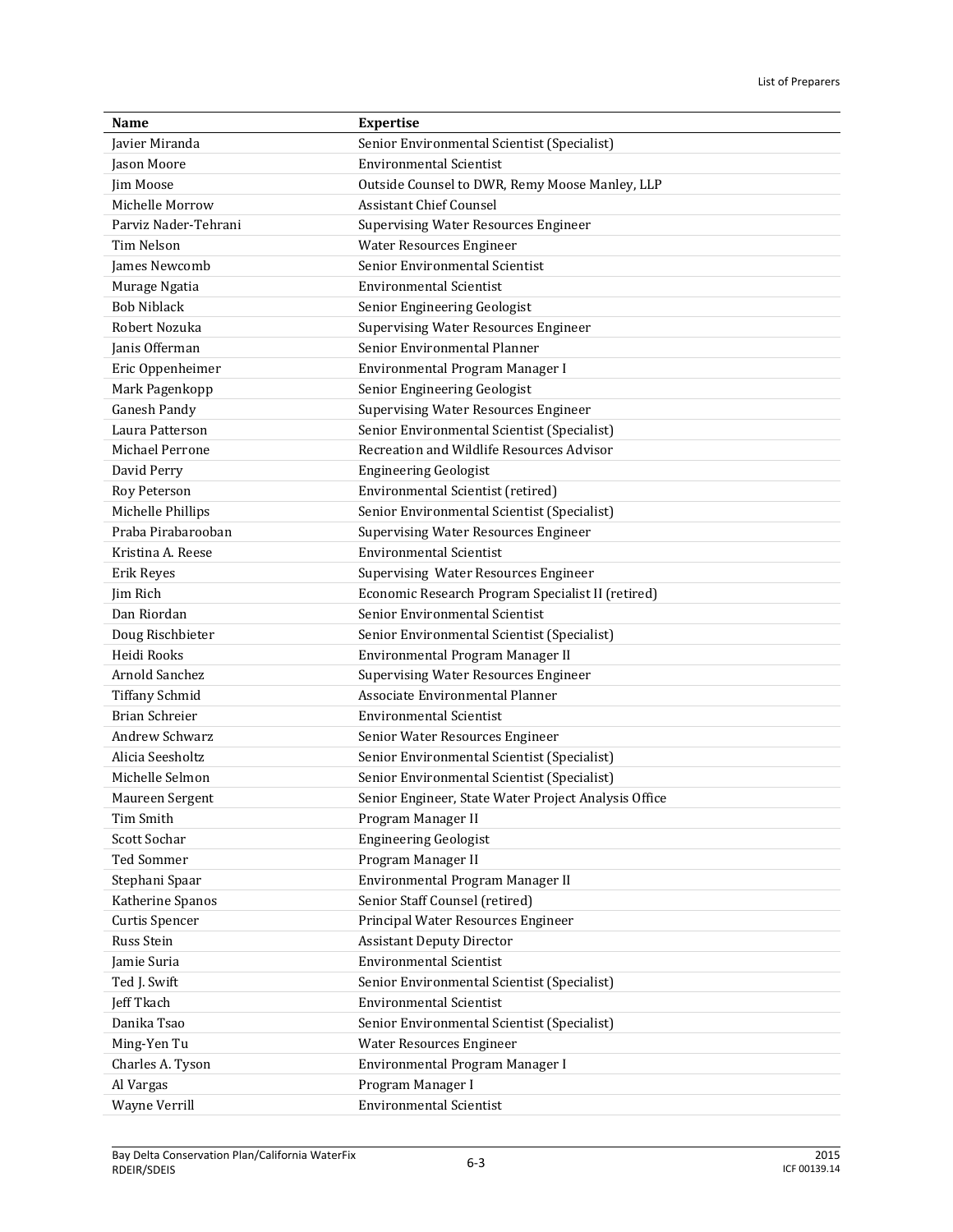| Name | Expertise |
|---|---|
| Javier Miranda | Senior Environmental Scientist (Specialist) |
| Jason Moore | Environmental Scientist |
| Jim Moose | Outside Counsel to DWR, Remy Moose Manley, LLP |
| Michelle Morrow | Assistant Chief Counsel |
| Parviz Nader-Tehrani | Supervising Water Resources Engineer |
| Tim Nelson | Water Resources Engineer |
| James Newcomb | Senior Environmental Scientist |
| Murage Ngatia | Environmental Scientist |
| Bob Niblack | Senior Engineering Geologist |
| Robert Nozuka | Supervising Water Resources Engineer |
| Janis Offerman | Senior Environmental Planner |
| Eric Oppenheimer | Environmental Program Manager I |
| Mark Pagenkopp | Senior Engineering Geologist |
| Ganesh Pandy | Supervising Water Resources Engineer |
| Laura Patterson | Senior Environmental Scientist (Specialist) |
| Michael Perrone | Recreation and Wildlife Resources Advisor |
| David Perry | Engineering Geologist |
| Roy Peterson | Environmental Scientist (retired) |
| Michelle Phillips | Senior Environmental Scientist (Specialist) |
| Praba Pirabarooban | Supervising Water Resources Engineer |
| Kristina A. Reese | Environmental Scientist |
| Erik Reyes | Supervising Water Resources Engineer |
| Jim Rich | Economic Research Program Specialist II (retired) |
| Dan Riordan | Senior Environmental Scientist |
| Doug Rischbieter | Senior Environmental Scientist (Specialist) |
| Heidi Rooks | Environmental Program Manager II |
| Arnold Sanchez | Supervising Water Resources Engineer |
| Tiffany Schmid | Associate Environmental Planner |
| Brian Schreier | Environmental Scientist |
| Andrew Schwarz | Senior Water Resources Engineer |
| Alicia Seesholtz | Senior Environmental Scientist (Specialist) |
| Michelle Selmon | Senior Environmental Scientist (Specialist) |
| Maureen Sergent | Senior Engineer, State Water Project Analysis Office |
| Tim Smith | Program Manager II |
| Scott Sochar | Engineering Geologist |
| Ted Sommer | Program Manager II |
| Stephani Spaar | Environmental Program Manager II |
| Katherine Spanos | Senior Staff Counsel (retired) |
| Curtis Spencer | Principal Water Resources Engineer |
| Russ Stein | Assistant Deputy Director |
| Jamie Suria | Environmental Scientist |
| Ted J. Swift | Senior Environmental Scientist (Specialist) |
| Jeff Tkach | Environmental Scientist |
| Danika Tsao | Senior Environmental Scientist (Specialist) |
| Ming-Yen Tu | Water Resources Engineer |
| Charles A. Tyson | Environmental Program Manager I |
| Al Vargas | Program Manager I |
| Wayne Verrill | Environmental Scientist |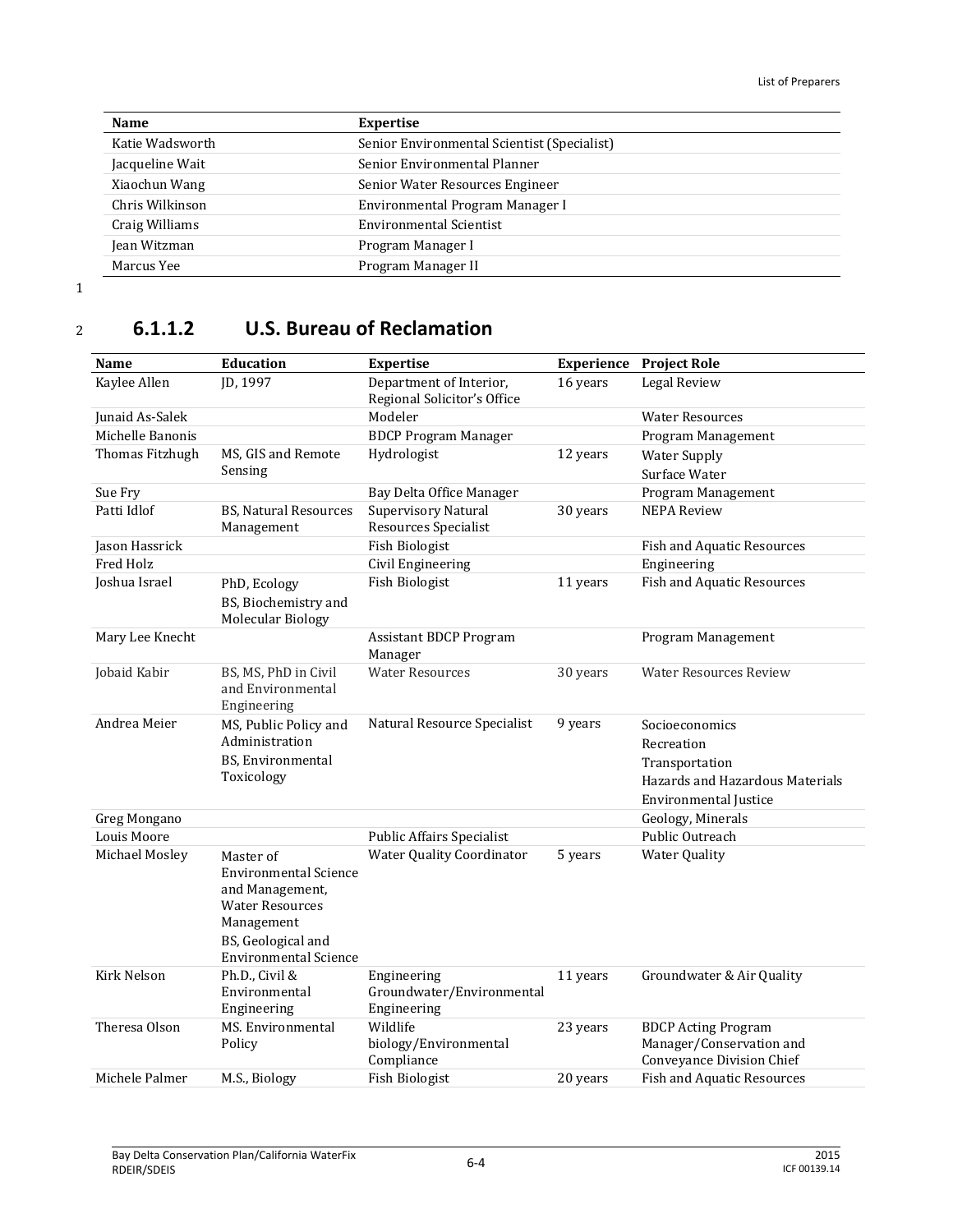| Name | Expertise |
|---|---|
| Katie Wadsworth | Senior Environmental Scientist (Specialist) |
| Jacqueline Wait | Senior Environmental Planner |
| Xiaochun Wang | Senior Water Resources Engineer |
| Chris Wilkinson | Environmental Program Manager I |
| Craig Williams | Environmental Scientist |
| Jean Witzman | Program Manager I |
| Marcus Yee | Program Manager II |

### 6.1.1.2 U.S. Bureau of Reclamation

| Name | Education | Expertise | Experience | Project Role |
|---|---|---|---|---|
| Kaylee Allen | JD, 1997 | Department of Interior, Regional Solicitor's Office | 16 years | Legal Review |
| Junaid As-Salek | | Modeler | | Water Resources |
| Michelle Banonis | | BDCP Program Manager | | Program Management |
| Thomas Fitzhugh | MS, GIS and Remote Sensing | Hydrologist | 12 years | Water Supply<br>Surface Water |
| Sue Fry | | Bay Delta Office Manager | | Program Management |
| Patti Idlof | BS, Natural Resources Management | Supervisory Natural Resources Specialist | 30 years | NEPA Review |
| Jason Hassrick | | Fish Biologist | | Fish and Aquatic Resources |
| Fred Holz | | Civil Engineering | | Engineering |
| Joshua Israel | PhD, Ecology<br>BS, Biochemistry and Molecular Biology | Fish Biologist | 11 years | Fish and Aquatic Resources |
| Mary Lee Knecht | | Assistant BDCP Program Manager | | Program Management |
| Jobaid Kabir | BS, MS, PhD in Civil and Environmental Engineering | Water Resources | 30 years | Water Resources Review |
| Andrea Meier | MS, Public Policy and Administration<br>BS, Environmental Toxicology | Natural Resource Specialist | 9 years | Socioeconomics<br>Recreation<br>Transportation<br>Hazards and Hazardous Materials<br>Environmental Justice |
| Greg Mongano | | | | Geology, Minerals |
| Louis Moore | | Public Affairs Specialist | | Public Outreach |
| Michael Mosley | Master of Environmental Science and Management, Water Resources Management<br>BS, Geological and Environmental Science | Water Quality Coordinator | 5 years | Water Quality |
| Kirk Nelson | Ph.D., Civil & Environmental Engineering | Engineering Groundwater/Environmental Engineering | 11 years | Groundwater & Air Quality |
| Theresa Olson | MS. Environmental Policy | Wildlife biology/Environmental Compliance | 23 years | BDCP Acting Program Manager/Conservation and Conveyance Division Chief |
| Michele Palmer | M.S., Biology | Fish Biologist | 20 years | Fish and Aquatic Resources |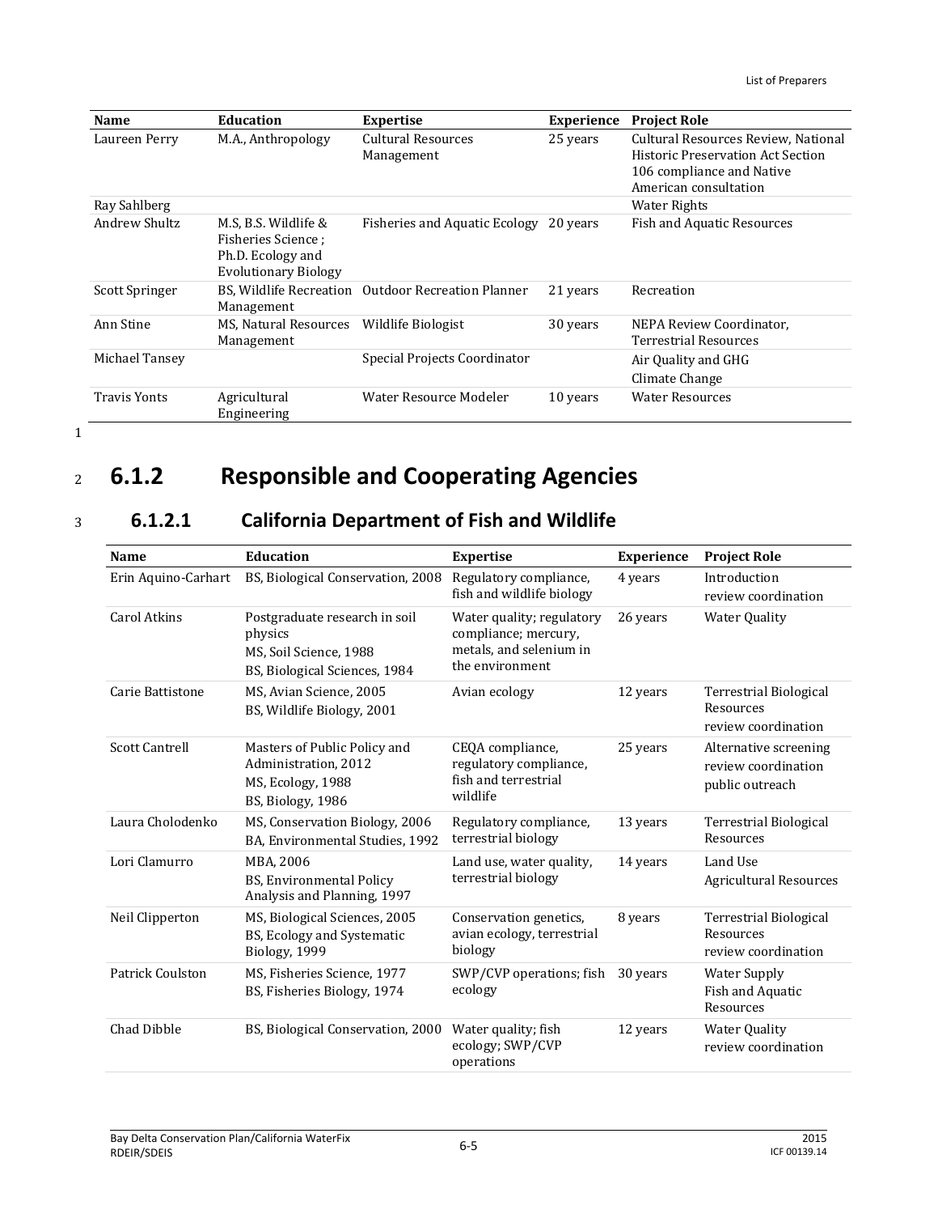| Name | Education | Expertise | Experience | Project Role |
| --- | --- | --- | --- | --- |
| Laureen Perry | M.A., Anthropology | Cultural Resources Management | 25 years | Cultural Resources Review, National Historic Preservation Act Section 106 compliance and Native American consultation |
| Ray Sahlberg | | | | Water Rights |
| Andrew Shultz | M.S, B.S. Wildlife & Fisheries Science ; Ph.D. Ecology and Evolutionary Biology | Fisheries and Aquatic Ecology | 20 years | Fish and Aquatic Resources |
| Scott Springer | BS, Wildlife Recreation Management | Outdoor Recreation Planner | 21 years | Recreation |
| Ann Stine | MS, Natural Resources Management | Wildlife Biologist | 30 years | NEPA Review Coordinator, Terrestrial Resources |
| Michael Tansey | | Special Projects Coordinator | | Air Quality and GHG Climate Change |
| Travis Yonts | Agricultural Engineering | Water Resource Modeler | 10 years | Water Resources |

## 6.1.2 Responsible and Cooperating Agencies

### 6.1.2.1 California Department of Fish and Wildlife

| Name | Education | Expertise | Experience | Project Role |
| --- | --- | --- | --- | --- |
| Erin Aquino-Carhart | BS, Biological Conservation, 2008 | Regulatory compliance, fish and wildlife biology | 4 years | Introduction review coordination |
| Carol Atkins | Postgraduate research in soil physics<br>MS, Soil Science, 1988<br>BS, Biological Sciences, 1984 | Water quality; regulatory compliance; mercury, metals, and selenium in the environment | 26 years | Water Quality |
| Carie Battistone | MS, Avian Science, 2005<br>BS, Wildlife Biology, 2001 | Avian ecology | 12 years | Terrestrial Biological Resources review coordination |
| Scott Cantrell | Masters of Public Policy and Administration, 2012<br>MS, Ecology, 1988<br>BS, Biology, 1986 | CEQA compliance, regulatory compliance, fish and terrestrial wildlife | 25 years | Alternative screening review coordination public outreach |
| Laura Cholodenko | MS, Conservation Biology, 2006<br>BA, Environmental Studies, 1992 | Regulatory compliance, terrestrial biology | 13 years | Terrestrial Biological Resources |
| Lori Clamurro | MBA, 2006<br>BS, Environmental Policy Analysis and Planning, 1997 | Land use, water quality, terrestrial biology | 14 years | Land Use<br>Agricultural Resources |
| Neil Clipperton | MS, Biological Sciences, 2005<br>BS, Ecology and Systematic Biology, 1999 | Conservation genetics, avian ecology, terrestrial biology | 8 years | Terrestrial Biological Resources review coordination |
| Patrick Coulston | MS, Fisheries Science, 1977<br>BS, Fisheries Biology, 1974 | SWP/CVP operations; fish ecology | 30 years | Water Supply<br>Fish and Aquatic Resources |
| Chad Dibble | BS, Biological Conservation, 2000 | Water quality; fish ecology; SWP/CVP operations | 12 years | Water Quality review coordination |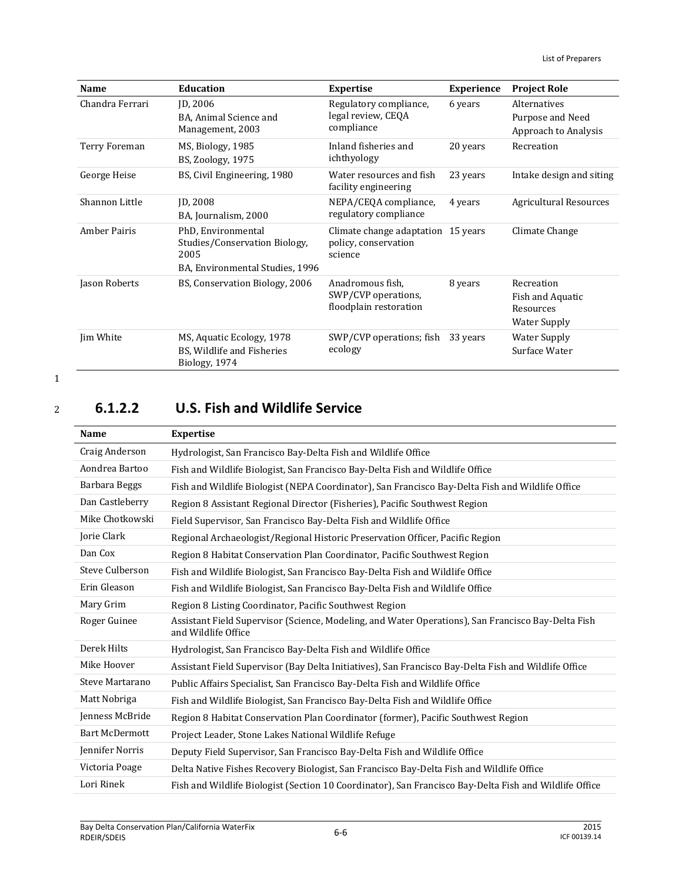| Name | Education | Expertise | Experience | Project Role |
|---|---|---|---|---|
| Chandra Ferrari | JD, 2006<br>BA, Animal Science and Management, 2003 | Regulatory compliance, legal review, CEQA compliance | 6 years | Alternatives<br>Purpose and Need<br>Approach to Analysis |
| Terry Foreman | MS, Biology, 1985<br>BS, Zoology, 1975 | Inland fisheries and ichthyology | 20 years | Recreation |
| George Heise | BS, Civil Engineering, 1980 | Water resources and fish facility engineering | 23 years | Intake design and siting |
| Shannon Little | JD, 2008<br>BA, Journalism, 2000 | NEPA/CEQA compliance, regulatory compliance | 4 years | Agricultural Resources |
| Amber Pairis | PhD, Environmental Studies/Conservation Biology, 2005<br>BA, Environmental Studies, 1996 | Climate change adaptation policy, conservation science | 15 years | Climate Change |
| Jason Roberts | BS, Conservation Biology, 2006 | Anadromous fish, SWP/CVP operations, floodplain restoration | 8 years | Recreation<br>Fish and Aquatic Resources<br>Water Supply |
| Jim White | MS, Aquatic Ecology, 1978<br>BS, Wildlife and Fisheries Biology, 1974 | SWP/CVP operations; fish ecology | 33 years | Water Supply<br>Surface Water |

### 6.1.2.2 U.S. Fish and Wildlife Service

| Name | Expertise |
|---|---|
| Craig Anderson | Hydrologist, San Francisco Bay-Delta Fish and Wildlife Office |
| Aondrea Bartoo | Fish and Wildlife Biologist, San Francisco Bay-Delta Fish and Wildlife Office |
| Barbara Beggs | Fish and Wildlife Biologist (NEPA Coordinator), San Francisco Bay-Delta Fish and Wildlife Office |
| Dan Castleberry | Region 8 Assistant Regional Director (Fisheries), Pacific Southwest Region |
| Mike Chotkowski | Field Supervisor, San Francisco Bay-Delta Fish and Wildlife Office |
| Jorie Clark | Regional Archaeologist/Regional Historic Preservation Officer, Pacific Region |
| Dan Cox | Region 8 Habitat Conservation Plan Coordinator, Pacific Southwest Region |
| Steve Culberson | Fish and Wildlife Biologist, San Francisco Bay-Delta Fish and Wildlife Office |
| Erin Gleason | Fish and Wildlife Biologist, San Francisco Bay-Delta Fish and Wildlife Office |
| Mary Grim | Region 8 Listing Coordinator, Pacific Southwest Region |
| Roger Guinee | Assistant Field Supervisor (Science, Modeling, and Water Operations), San Francisco Bay-Delta Fish and Wildlife Office |
| Derek Hilts | Hydrologist, San Francisco Bay-Delta Fish and Wildlife Office |
| Mike Hoover | Assistant Field Supervisor (Bay Delta Initiatives), San Francisco Bay-Delta Fish and Wildlife Office |
| Steve Martarano | Public Affairs Specialist, San Francisco Bay-Delta Fish and Wildlife Office |
| Matt Nobriga | Fish and Wildlife Biologist, San Francisco Bay-Delta Fish and Wildlife Office |
| Jenness McBride | Region 8 Habitat Conservation Plan Coordinator (former), Pacific Southwest Region |
| Bart McDermott | Project Leader, Stone Lakes National Wildlife Refuge |
| Jennifer Norris | Deputy Field Supervisor, San Francisco Bay-Delta Fish and Wildlife Office |
| Victoria Poage | Delta Native Fishes Recovery Biologist, San Francisco Bay-Delta Fish and Wildlife Office |
| Lori Rinek | Fish and Wildlife Biologist (Section 10 Coordinator), San Francisco Bay-Delta Fish and Wildlife Office |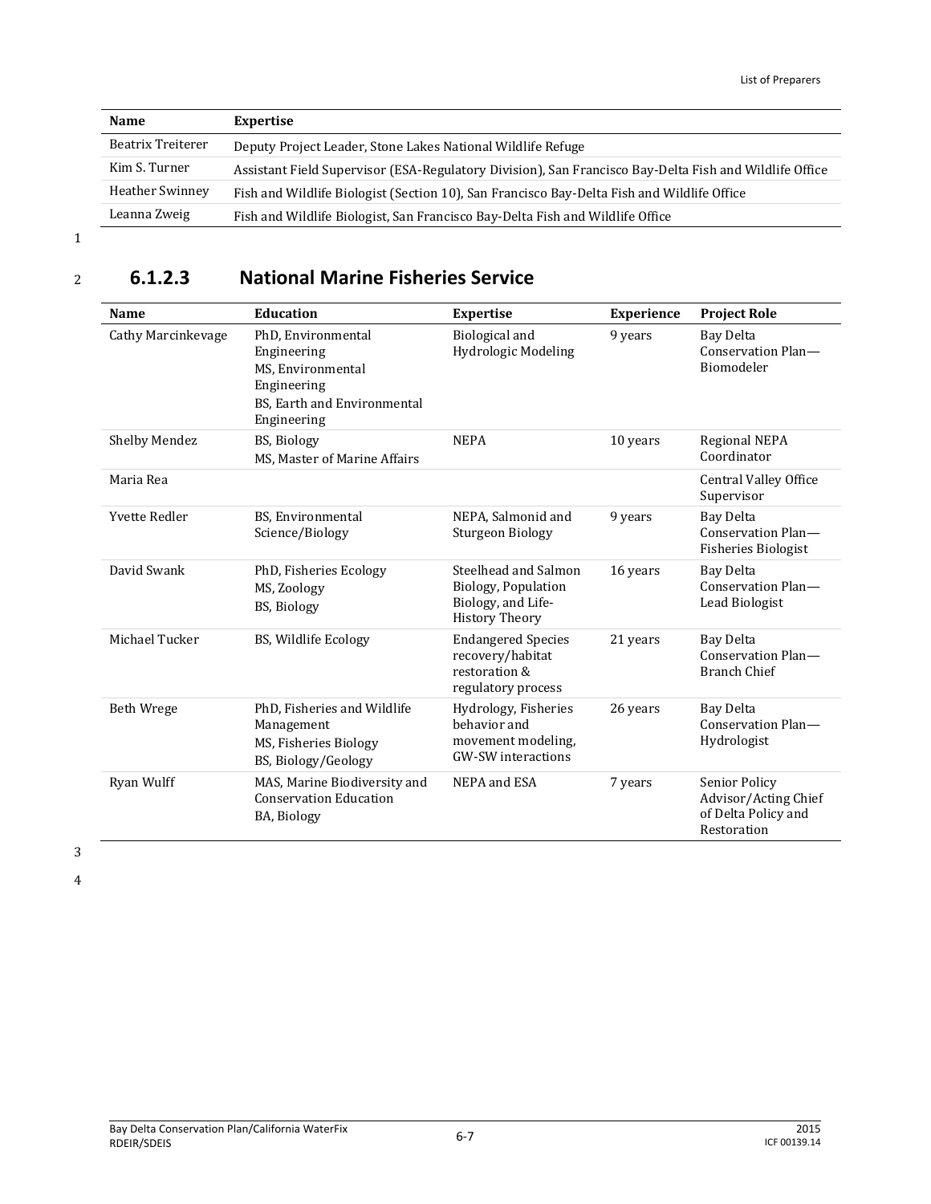| Name | Expertise |
|---|---|
| Beatrix Treiterer | Deputy Project Leader, Stone Lakes National Wildlife Refuge |
| Kim S. Turner | Assistant Field Supervisor (ESA-Regulatory Division), San Francisco Bay-Delta Fish and Wildlife Office |
| Heather Swinney | Fish and Wildlife Biologist (Section 10), San Francisco Bay-Delta Fish and Wildlife Office |
| Leanna Zweig | Fish and Wildlife Biologist, San Francisco Bay-Delta Fish and Wildlife Office |

### 6.1.2.3 National Marine Fisheries Service

| Name | Education | Expertise | Experience | Project Role |
|---|---|---|---|---|
| Cathy Marcinkevage | PhD, Environmental Engineering<br>MS, Environmental Engineering<br>BS, Earth and Environmental Engineering | Biological and Hydrologic Modeling | 9 years | Bay Delta Conservation Plan—Biomodeler |
| Shelby Mendez | BS, Biology<br>MS, Master of Marine Affairs | NEPA | 10 years | Regional NEPA Coordinator |
| Maria Rea | | | | Central Valley Office Supervisor |
| Yvette Redler | BS, Environmental Science/Biology | NEPA, Salmonid and Sturgeon Biology | 9 years | Bay Delta Conservation Plan—Fisheries Biologist |
| David Swank | PhD, Fisheries Ecology<br>MS, Zoology<br>BS, Biology | Steelhead and Salmon Biology, Population Biology, and Life-History Theory | 16 years | Bay Delta Conservation Plan—Lead Biologist |
| Michael Tucker | BS, Wildlife Ecology | Endangered Species recovery/habitat restoration & regulatory process | 21 years | Bay Delta Conservation Plan—Branch Chief |
| Beth Wrege | PhD, Fisheries and Wildlife Management<br>MS, Fisheries Biology<br>BS, Biology/Geology | Hydrology, Fisheries behavior and movement modeling, GW-SW interactions | 26 years | Bay Delta Conservation Plan—Hydrologist |
| Ryan Wulff | MAS, Marine Biodiversity and Conservation Education<br>BA, Biology | NEPA and ESA | 7 years | Senior Policy Advisor/Acting Chief of Delta Policy and Restoration |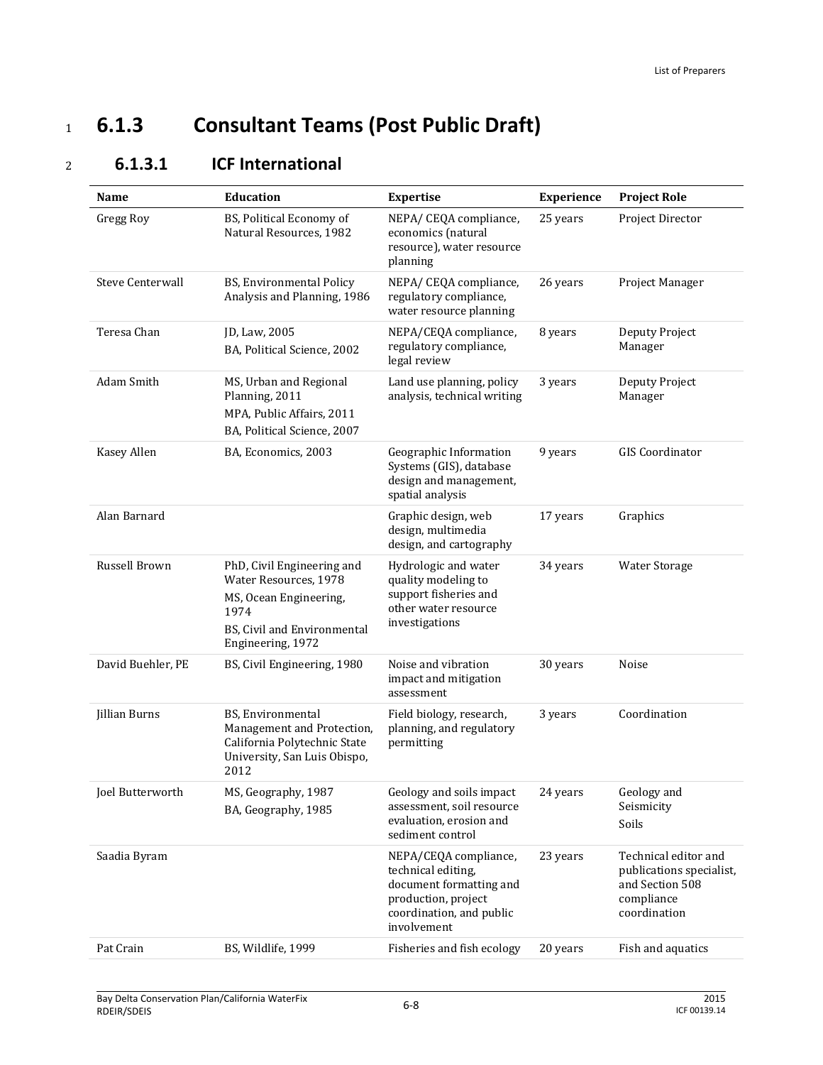## 6.1.3 Consultant Teams (Post Public Draft)

### 6.1.3.1 ICF International

| Name | Education | Expertise | Experience | Project Role |
|---|---|---|---|---|
| Gregg Roy | BS, Political Economy of Natural Resources, 1982 | NEPA/ CEQA compliance, economics (natural resource), water resource planning | 25 years | Project Director |
| Steve Centerwall | BS, Environmental Policy Analysis and Planning, 1986 | NEPA/ CEQA compliance, regulatory compliance, water resource planning | 26 years | Project Manager |
| Teresa Chan | JD, Law, 2005<br>BA, Political Science, 2002 | NEPA/CEQA compliance, regulatory compliance, legal review | 8 years | Deputy Project Manager |
| Adam Smith | MS, Urban and Regional Planning, 2011<br>MPA, Public Affairs, 2011<br>BA, Political Science, 2007 | Land use planning, policy analysis, technical writing | 3 years | Deputy Project Manager |
| Kasey Allen | BA, Economics, 2003 | Geographic Information Systems (GIS), database design and management, spatial analysis | 9 years | GIS Coordinator |
| Alan Barnard | | Graphic design, web design, multimedia design, and cartography | 17 years | Graphics |
| Russell Brown | PhD, Civil Engineering and Water Resources, 1978<br>MS, Ocean Engineering, 1974<br>BS, Civil and Environmental Engineering, 1972 | Hydrologic and water quality modeling to support fisheries and other water resource investigations | 34 years | Water Storage |
| David Buehler, PE | BS, Civil Engineering, 1980 | Noise and vibration impact and mitigation assessment | 30 years | Noise |
| Jillian Burns | BS, Environmental Management and Protection, California Polytechnic State University, San Luis Obispo, 2012 | Field biology, research, planning, and regulatory permitting | 3 years | Coordination |
| Joel Butterworth | MS, Geography, 1987<br>BA, Geography, 1985 | Geology and soils impact assessment, soil resource evaluation, erosion and sediment control | 24 years | Geology and Seismicity<br>Soils |
| Saadia Byram | | NEPA/CEQA compliance, technical editing, document formatting and production, project coordination, and public involvement | 23 years | Technical editor and publications specialist, and Section 508 compliance coordination |
| Pat Crain | BS, Wildlife, 1999 | Fisheries and fish ecology | 20 years | Fish and aquatics |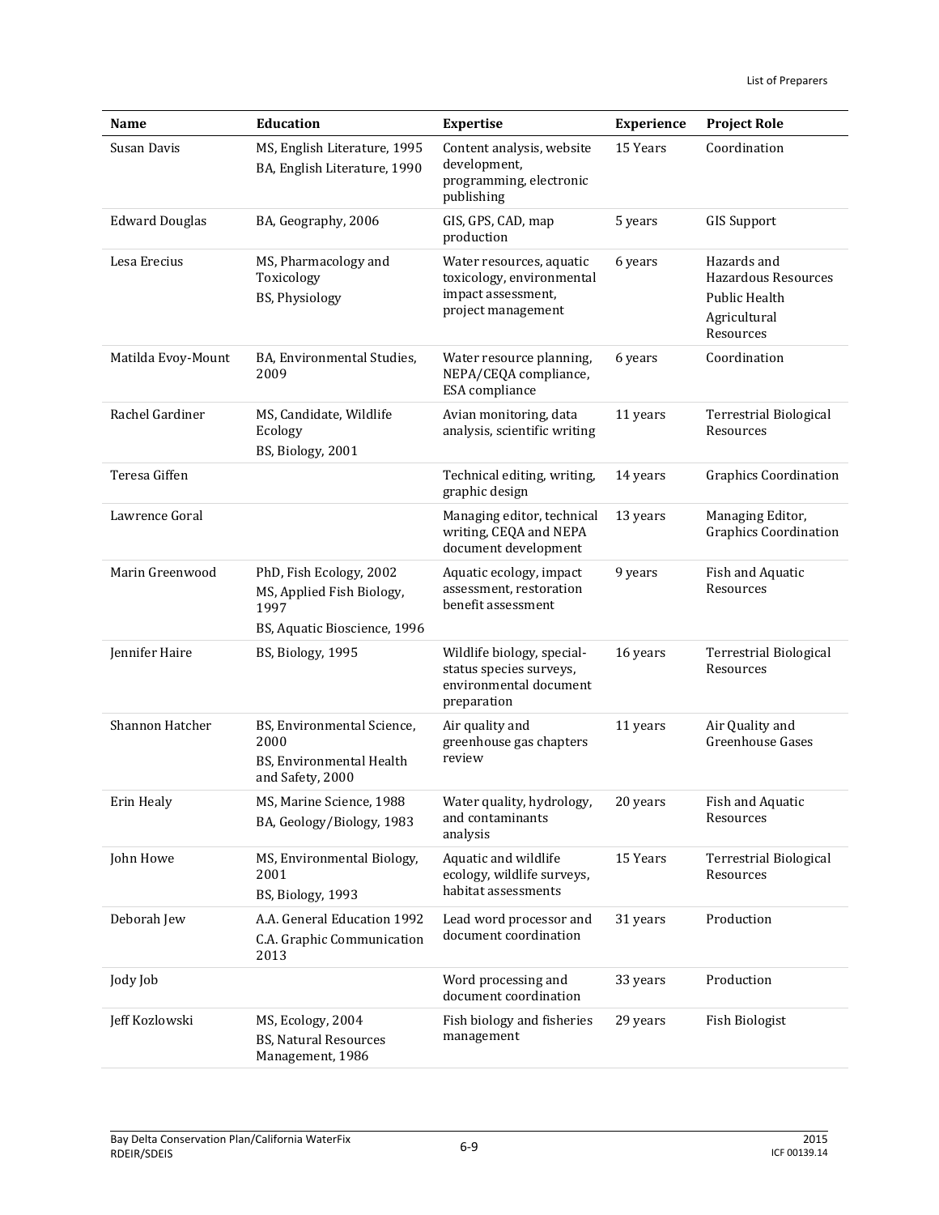| Name | Education | Expertise | Experience | Project Role |
|---|---|---|---|---|
| Susan Davis | MS, English Literature, 1995<br>BA, English Literature, 1990 | Content analysis, website development, programming, electronic publishing | 15 Years | Coordination |
| Edward Douglas | BA, Geography, 2006 | GIS, GPS, CAD, map production | 5 years | GIS Support |
| Lesa Erecius | MS, Pharmacology and Toxicology<br>BS, Physiology | Water resources, aquatic toxicology, environmental impact assessment, project management | 6 years | Hazards and Hazardous Resources<br>Public Health<br>Agricultural Resources |
| Matilda Evoy-Mount | BA, Environmental Studies, 2009 | Water resource planning, NEPA/CEQA compliance, ESA compliance | 6 years | Coordination |
| Rachel Gardiner | MS, Candidate, Wildlife Ecology<br>BS, Biology, 2001 | Avian monitoring, data analysis, scientific writing | 11 years | Terrestrial Biological Resources |
| Teresa Giffen | | Technical editing, writing, graphic design | 14 years | Graphics Coordination |
| Lawrence Goral | | Managing editor, technical writing, CEQA and NEPA document development | 13 years | Managing Editor, Graphics Coordination |
| Marin Greenwood | PhD, Fish Ecology, 2002<br>MS, Applied Fish Biology, 1997<br>BS, Aquatic Bioscience, 1996 | Aquatic ecology, impact assessment, restoration benefit assessment | 9 years | Fish and Aquatic Resources |
| Jennifer Haire | BS, Biology, 1995 | Wildlife biology, special-status species surveys, environmental document preparation | 16 years | Terrestrial Biological Resources |
| Shannon Hatcher | BS, Environmental Science, 2000<br>BS, Environmental Health and Safety, 2000 | Air quality and greenhouse gas chapters review | 11 years | Air Quality and Greenhouse Gases |
| Erin Healy | MS, Marine Science, 1988<br>BA, Geology/Biology, 1983 | Water quality, hydrology, and contaminants analysis | 20 years | Fish and Aquatic Resources |
| John Howe | MS, Environmental Biology, 2001<br>BS, Biology, 1993 | Aquatic and wildlife ecology, wildlife surveys, habitat assessments | 15 Years | Terrestrial Biological Resources |
| Deborah Jew | A.A. General Education 1992<br>C.A. Graphic Communication 2013 | Lead word processor and document coordination | 31 years | Production |
| Jody Job | | Word processing and document coordination | 33 years | Production |
| Jeff Kozlowski | MS, Ecology, 2004<br>BS, Natural Resources Management, 1986 | Fish biology and fisheries management | 29 years | Fish Biologist |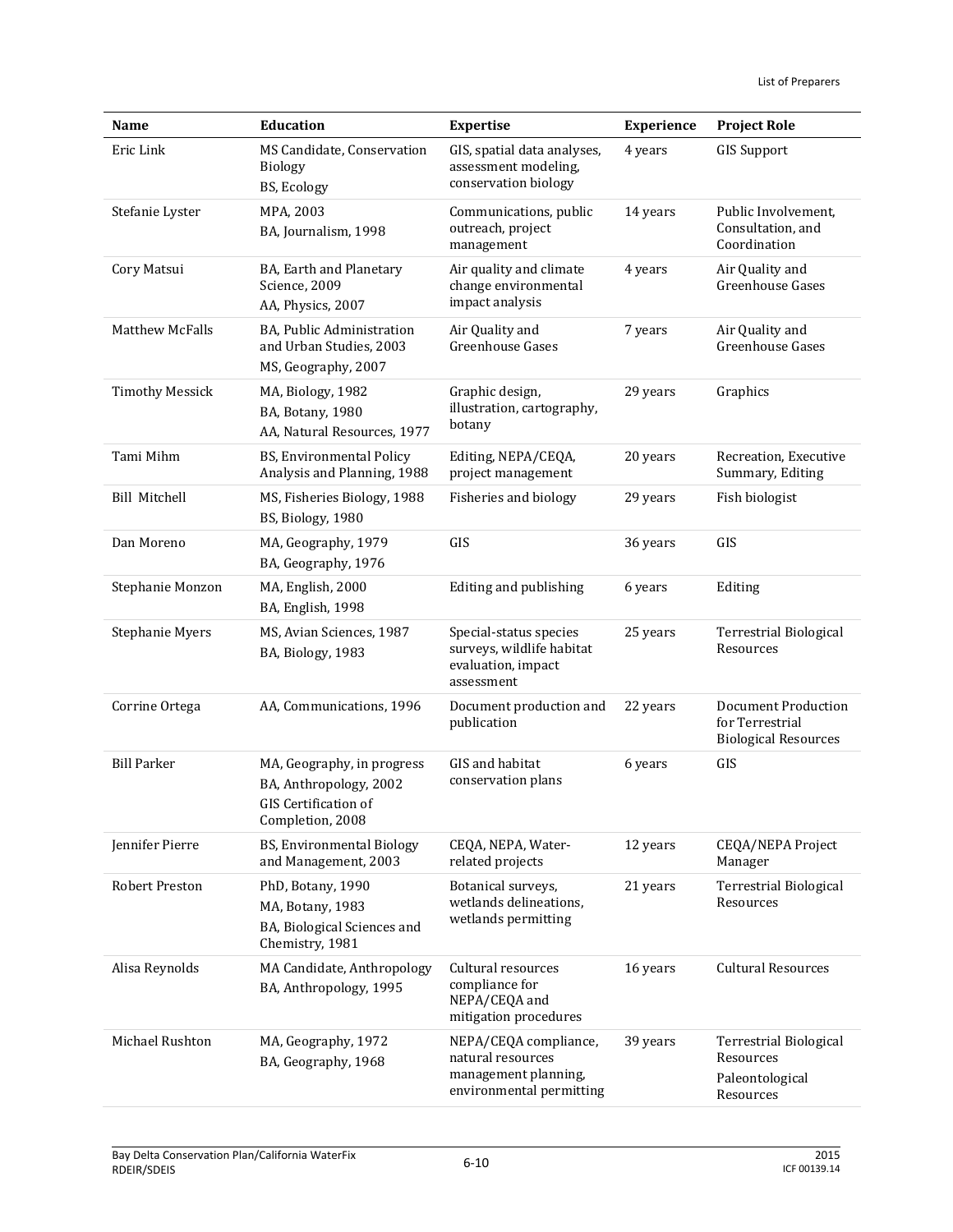| Name | Education | Expertise | Experience | Project Role |
|---|---|---|---|---|
| Eric Link | MS Candidate, Conservation Biology<br>BS, Ecology | GIS, spatial data analyses, assessment modeling, conservation biology | 4 years | GIS Support |
| Stefanie Lyster | MPA, 2003<br>BA, Journalism, 1998 | Communications, public outreach, project management | 14 years | Public Involvement, Consultation, and Coordination |
| Cory Matsui | BA, Earth and Planetary Science, 2009<br>AA, Physics, 2007 | Air quality and climate change environmental impact analysis | 4 years | Air Quality and Greenhouse Gases |
| Matthew McFalls | BA, Public Administration and Urban Studies, 2003<br>MS, Geography, 2007 | Air Quality and Greenhouse Gases | 7 years | Air Quality and Greenhouse Gases |
| Timothy Messick | MA, Biology, 1982<br>BA, Botany, 1980<br>AA, Natural Resources, 1977 | Graphic design, illustration, cartography, botany | 29 years | Graphics |
| Tami Mihm | BS, Environmental Policy Analysis and Planning, 1988 | Editing, NEPA/CEQA, project management | 20 years | Recreation, Executive Summary, Editing |
| Bill Mitchell | MS, Fisheries Biology, 1988<br>BS, Biology, 1980 | Fisheries and biology | 29 years | Fish biologist |
| Dan Moreno | MA, Geography, 1979<br>BA, Geography, 1976 | GIS | 36 years | GIS |
| Stephanie Monzon | MA, English, 2000<br>BA, English, 1998 | Editing and publishing | 6 years | Editing |
| Stephanie Myers | MS, Avian Sciences, 1987<br>BA, Biology, 1983 | Special-status species surveys, wildlife habitat evaluation, impact assessment | 25 years | Terrestrial Biological Resources |
| Corrine Ortega | AA, Communications, 1996 | Document production and publication | 22 years | Document Production for Terrestrial Biological Resources |
| Bill Parker | MA, Geography, in progress<br>BA, Anthropology, 2002<br>GIS Certification of Completion, 2008 | GIS and habitat conservation plans | 6 years | GIS |
| Jennifer Pierre | BS, Environmental Biology and Management, 2003 | CEQA, NEPA, Water-related projects | 12 years | CEQA/NEPA Project Manager |
| Robert Preston | PhD, Botany, 1990<br>MA, Botany, 1983<br>BA, Biological Sciences and Chemistry, 1981 | Botanical surveys, wetlands delineations, wetlands permitting | 21 years | Terrestrial Biological Resources |
| Alisa Reynolds | MA Candidate, Anthropology<br>BA, Anthropology, 1995 | Cultural resources compliance for NEPA/CEQA and mitigation procedures | 16 years | Cultural Resources |
| Michael Rushton | MA, Geography, 1972<br>BA, Geography, 1968 | NEPA/CEQA compliance, natural resources management planning, environmental permitting | 39 years | Terrestrial Biological Resources<br>Paleontological Resources |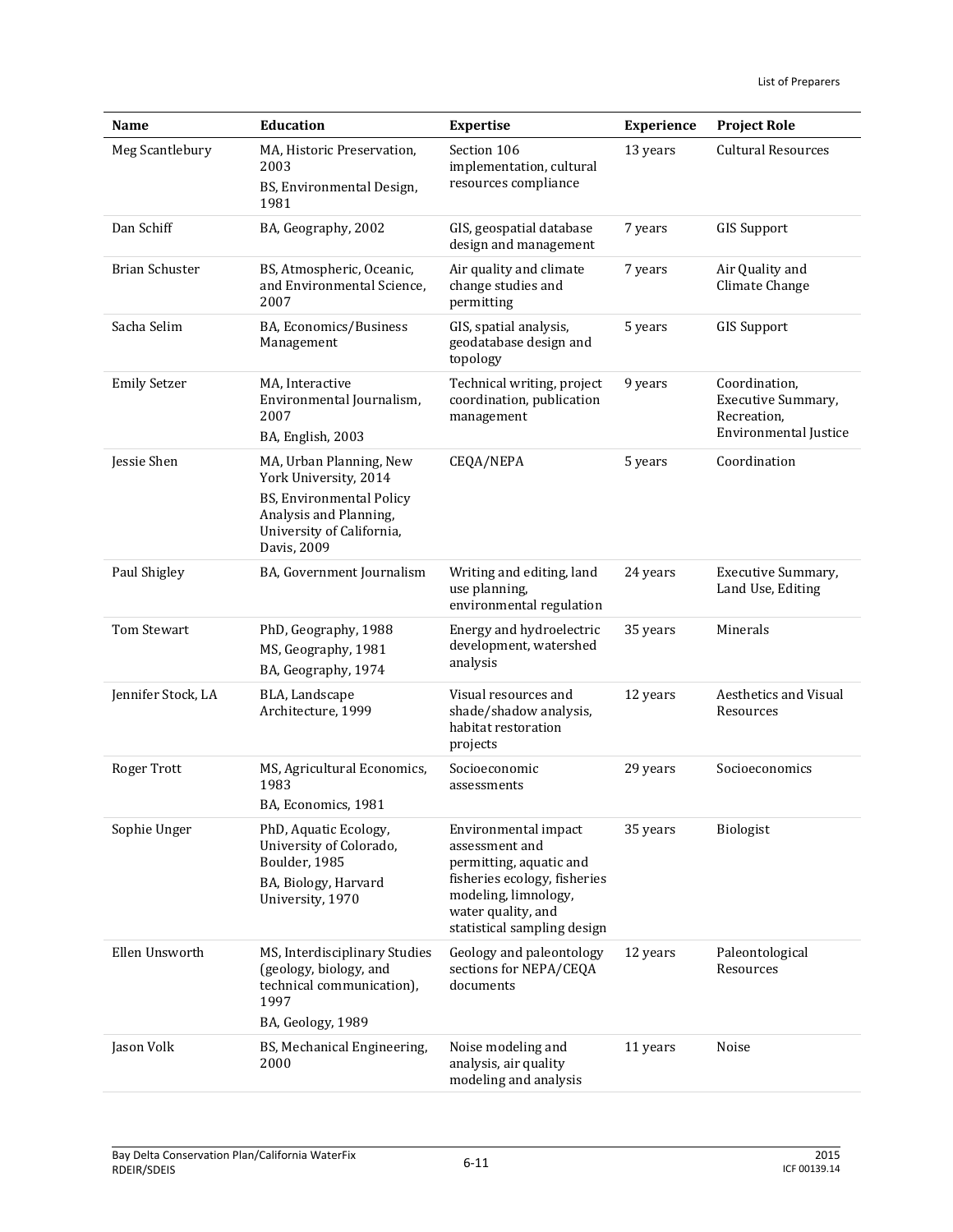| Name | Education | Expertise | Experience | Project Role |
|---|---|---|---|---|
| Meg Scantlebury | MA, Historic Preservation, 2003<br>BS, Environmental Design, 1981 | Section 106 implementation, cultural resources compliance | 13 years | Cultural Resources |
| Dan Schiff | BA, Geography, 2002 | GIS, geospatial database design and management | 7 years | GIS Support |
| Brian Schuster | BS, Atmospheric, Oceanic, and Environmental Science, 2007 | Air quality and climate change studies and permitting | 7 years | Air Quality and Climate Change |
| Sacha Selim | BA, Economics/Business Management | GIS, spatial analysis, geodatabase design and topology | 5 years | GIS Support |
| Emily Setzer | MA, Interactive Environmental Journalism, 2007<br>BA, English, 2003 | Technical writing, project coordination, publication management | 9 years | Coordination, Executive Summary, Recreation, Environmental Justice |
| Jessie Shen | MA, Urban Planning, New York University, 2014<br>BS, Environmental Policy Analysis and Planning, University of California, Davis, 2009 | CEQA/NEPA | 5 years | Coordination |
| Paul Shigley | BA, Government Journalism | Writing and editing, land use planning, environmental regulation | 24 years | Executive Summary, Land Use, Editing |
| Tom Stewart | PhD, Geography, 1988<br>MS, Geography, 1981<br>BA, Geography, 1974 | Energy and hydroelectric development, watershed analysis | 35 years | Minerals |
| Jennifer Stock, LA | BLA, Landscape Architecture, 1999 | Visual resources and shade/shadow analysis, habitat restoration projects | 12 years | Aesthetics and Visual Resources |
| Roger Trott | MS, Agricultural Economics, 1983<br>BA, Economics, 1981 | Socioeconomic assessments | 29 years | Socioeconomics |
| Sophie Unger | PhD, Aquatic Ecology, University of Colorado, Boulder, 1985<br>BA, Biology, Harvard University, 1970 | Environmental impact assessment and permitting, aquatic and fisheries ecology, fisheries modeling, limnology, water quality, and statistical sampling design | 35 years | Biologist |
| Ellen Unsworth | MS, Interdisciplinary Studies (geology, biology, and technical communication), 1997<br>BA, Geology, 1989 | Geology and paleontology sections for NEPA/CEQA documents | 12 years | Paleontological Resources |
| Jason Volk | BS, Mechanical Engineering, 2000 | Noise modeling and analysis, air quality modeling and analysis | 11 years | Noise |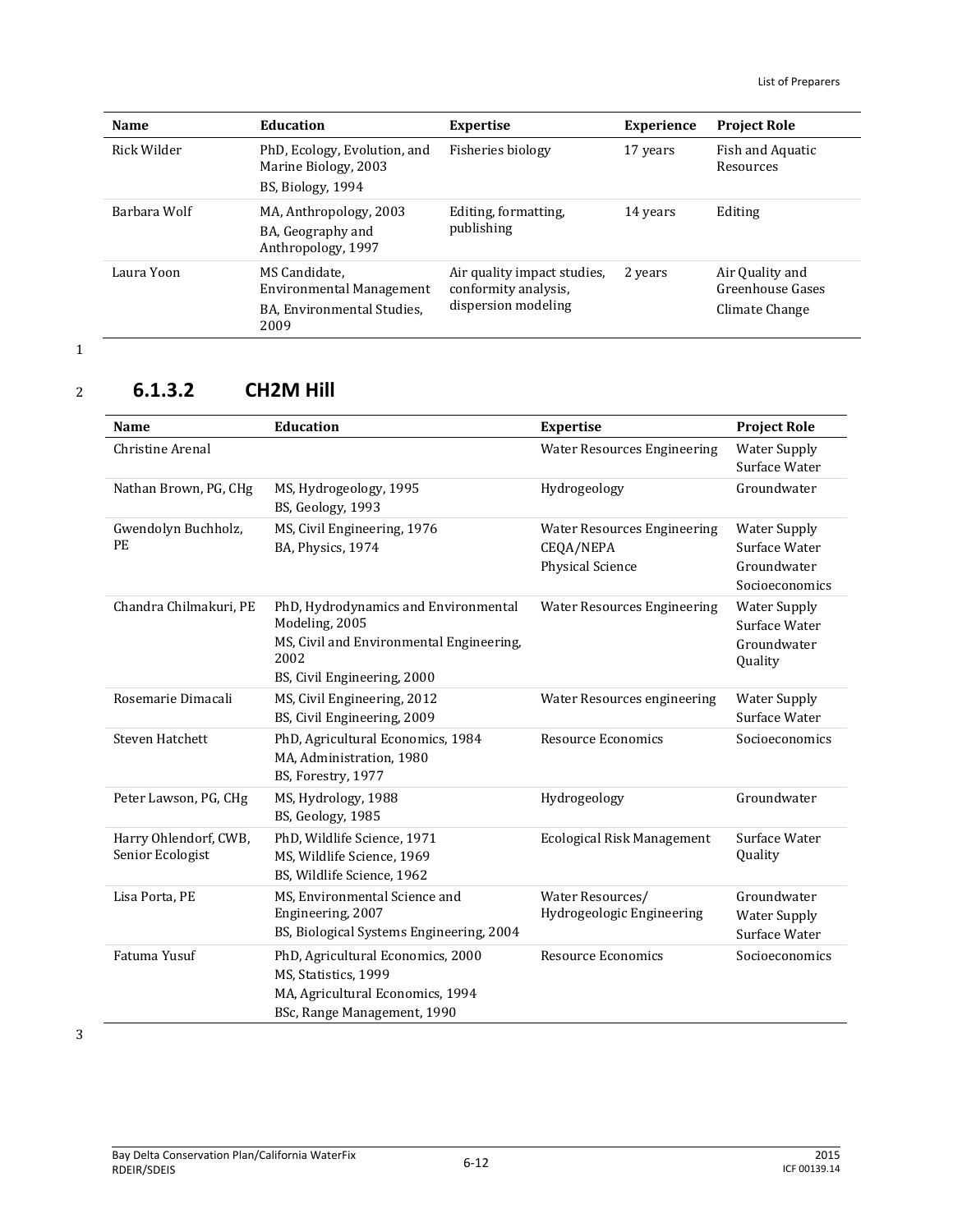| Name | Education | Expertise | Experience | Project Role |
| --- | --- | --- | --- | --- |
| Rick Wilder | PhD, Ecology, Evolution, and Marine Biology, 2003<br>BS, Biology, 1994 | Fisheries biology | 17 years | Fish and Aquatic Resources |
| Barbara Wolf | MA, Anthropology, 2003<br>BA, Geography and Anthropology, 1997 | Editing, formatting, publishing | 14 years | Editing |
| Laura Yoon | MS Candidate, Environmental Management<br>BA, Environmental Studies, 2009 | Air quality impact studies, conformity analysis, dispersion modeling | 2 years | Air Quality and Greenhouse Gases<br>Climate Change |

### 6.1.3.2 CH2M Hill

| Name | Education | Expertise | Project Role |
| --- | --- | --- | --- |
| Christine Arenal | | Water Resources Engineering | Water Supply<br>Surface Water |
| Nathan Brown, PG, CHg | MS, Hydrogeology, 1995<br>BS, Geology, 1993 | Hydrogeology | Groundwater |
| Gwendolyn Buchholz, PE | MS, Civil Engineering, 1976<br>BA, Physics, 1974 | Water Resources Engineering<br>CEQA/NEPA<br>Physical Science | Water Supply<br>Surface Water<br>Groundwater<br>Socioeconomics |
| Chandra Chilmakuri, PE | PhD, Hydrodynamics and Environmental Modeling, 2005<br>MS, Civil and Environmental Engineering, 2002<br>BS, Civil Engineering, 2000 | Water Resources Engineering | Water Supply<br>Surface Water<br>Groundwater<br>Quality |
| Rosemarie Dimacali | MS, Civil Engineering, 2012<br>BS, Civil Engineering, 2009 | Water Resources engineering | Water Supply<br>Surface Water |
| Steven Hatchett | PhD, Agricultural Economics, 1984<br>MA, Administration, 1980<br>BS, Forestry, 1977 | Resource Economics | Socioeconomics |
| Peter Lawson, PG, CHg | MS, Hydrology, 1988<br>BS, Geology, 1985 | Hydrogeology | Groundwater |
| Harry Ohlendorf, CWB, Senior Ecologist | PhD, Wildlife Science, 1971<br>MS, Wildlife Science, 1969<br>BS, Wildlife Science, 1962 | Ecological Risk Management | Surface Water Quality |
| Lisa Porta, PE | MS, Environmental Science and Engineering, 2007<br>BS, Biological Systems Engineering, 2004 | Water Resources/ Hydrogeologic Engineering | Groundwater<br>Water Supply<br>Surface Water |
| Fatuma Yusuf | PhD, Agricultural Economics, 2000<br>MS, Statistics, 1999<br>MA, Agricultural Economics, 1994<br>BSc, Range Management, 1990 | Resource Economics | Socioeconomics |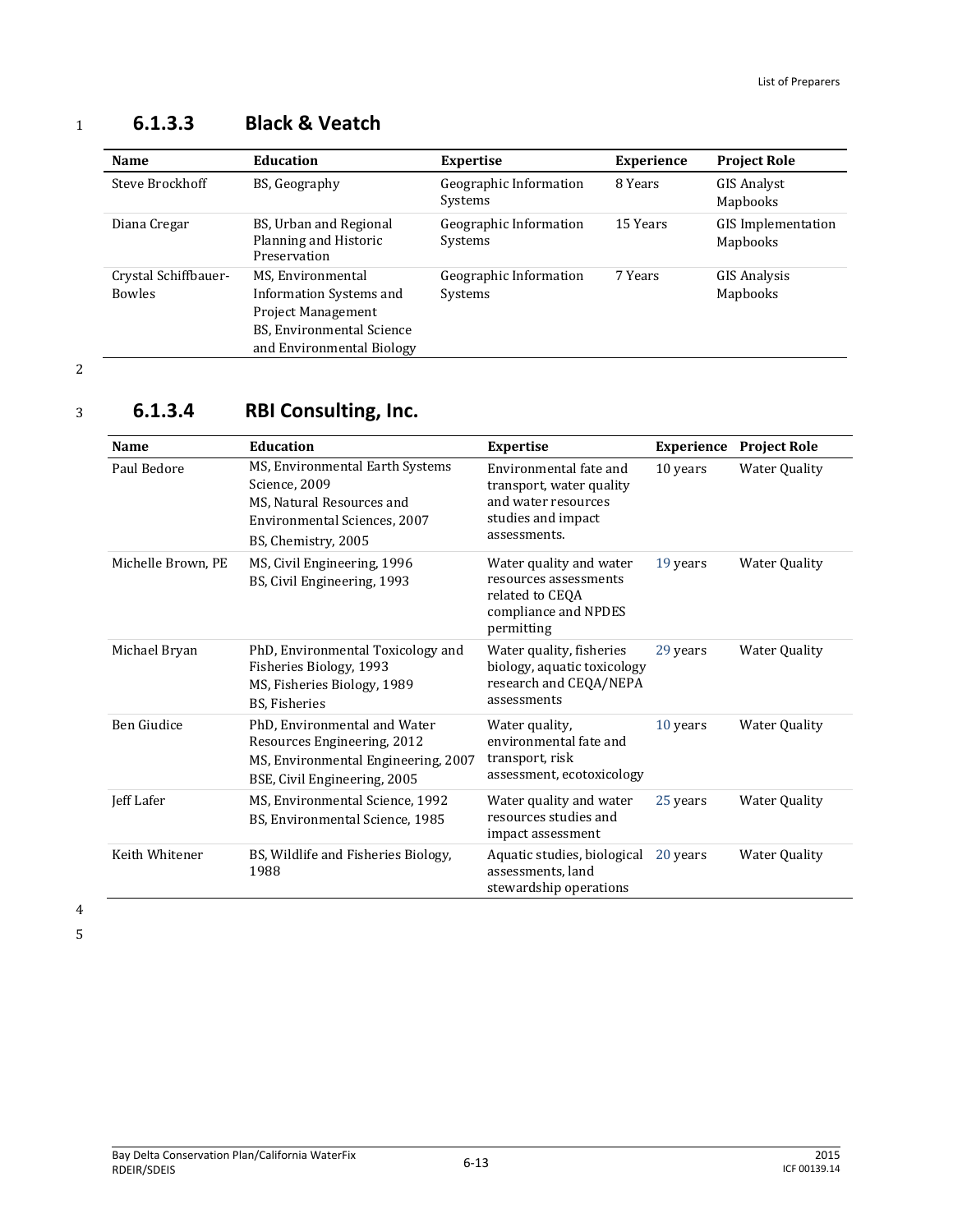### 6.1.3.3 Black & Veatch

| Name | Education | Expertise | Experience | Project Role |
|---|---|---|---|---|
| Steve Brockhoff | BS, Geography | Geographic Information Systems | 8 Years | GIS Analyst Mapbooks |
| Diana Cregar | BS, Urban and Regional Planning and Historic Preservation | Geographic Information Systems | 15 Years | GIS Implementation Mapbooks |
| Crystal Schiffbauer-Bowles | MS, Environmental Information Systems and Project Management<br>BS, Environmental Science and Environmental Biology | Geographic Information Systems | 7 Years | GIS Analysis Mapbooks |

### 6.1.3.4 RBI Consulting, Inc.

| Name | Education | Expertise | Experience | Project Role |
|---|---|---|---|---|
| Paul Bedore | MS, Environmental Earth Systems Science, 2009<br>MS, Natural Resources and Environmental Sciences, 2007<br>BS, Chemistry, 2005 | Environmental fate and transport, water quality and water resources studies and impact assessments. | 10 years | Water Quality |
| Michelle Brown, PE | MS, Civil Engineering, 1996<br>BS, Civil Engineering, 1993 | Water quality and water resources assessments related to CEQA compliance and NPDES permitting | 19 years | Water Quality |
| Michael Bryan | PhD, Environmental Toxicology and Fisheries Biology, 1993<br>MS, Fisheries Biology, 1989<br>BS, Fisheries | Water quality, fisheries biology, aquatic toxicology research and CEQA/NEPA assessments | 29 years | Water Quality |
| Ben Giudice | PhD, Environmental and Water Resources Engineering, 2012<br>MS, Environmental Engineering, 2007<br>BSE, Civil Engineering, 2005 | Water quality, environmental fate and transport, risk assessment, ecotoxicology | 10 years | Water Quality |
| Jeff Lafer | MS, Environmental Science, 1992<br>BS, Environmental Science, 1985 | Water quality and water resources studies and impact assessment | 25 years | Water Quality |
| Keith Whitener | BS, Wildlife and Fisheries Biology, 1988 | Aquatic studies, biological assessments, land stewardship operations | 20 years | Water Quality |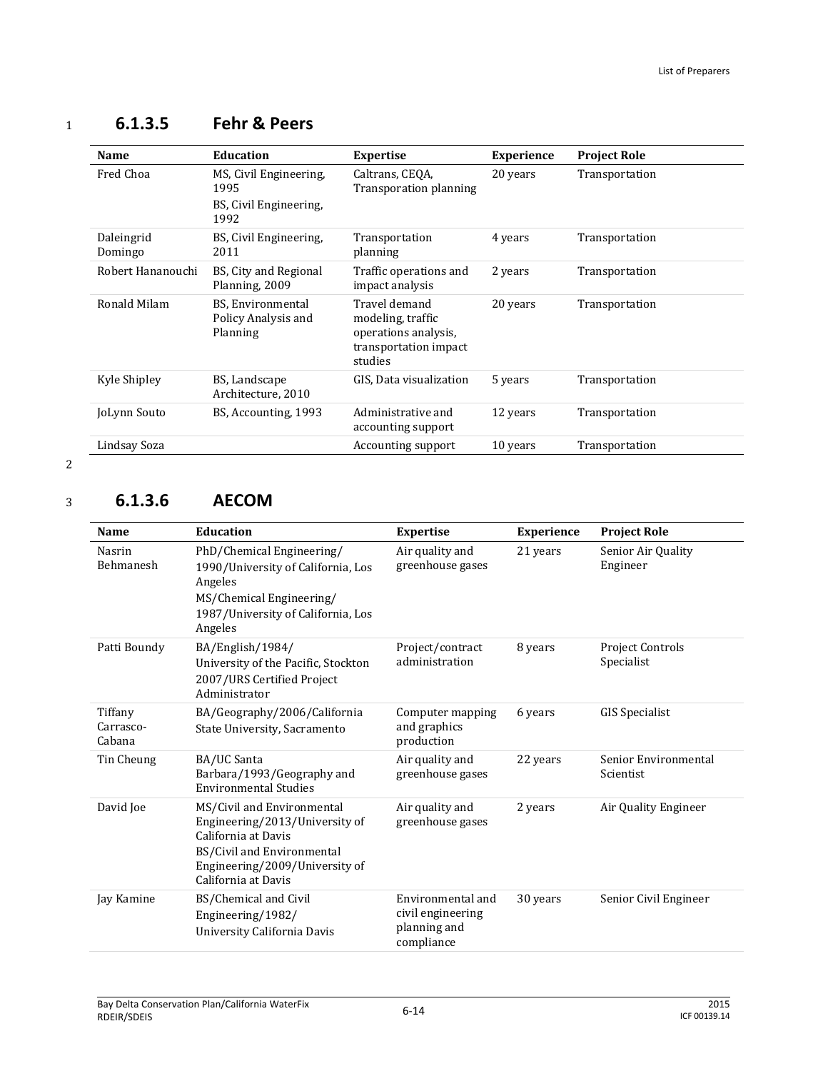### 6.1.3.5 Fehr & Peers

| Name | Education | Expertise | Experience | Project Role |
|---|---|---|---|---|
| Fred Choa | MS, Civil Engineering, 1995<br>BS, Civil Engineering, 1992 | Caltrans, CEQA, Transporation planning | 20 years | Transportation |
| Daleingrid Domingo | BS, Civil Engineering, 2011 | Transportation planning | 4 years | Transportation |
| Robert Hananouchi | BS, City and Regional Planning, 2009 | Traffic operations and impact analysis | 2 years | Transportation |
| Ronald Milam | BS, Environmental Policy Analysis and Planning | Travel demand modeling, traffic operations analysis, transportation impact studies | 20 years | Transportation |
| Kyle Shipley | BS, Landscape Architecture, 2010 | GIS, Data visualization | 5 years | Transportation |
| JoLynn Souto | BS, Accounting, 1993 | Administrative and accounting support | 12 years | Transportation |
| Lindsay Soza | | Accounting support | 10 years | Transportation |

### 6.1.3.6 AECOM

| Name | Education | Expertise | Experience | Project Role |
|---|---|---|---|---|
| Nasrin Behmanesh | PhD/Chemical Engineering/ 1990/University of California, Los Angeles<br>MS/Chemical Engineering/ 1987/University of California, Los Angeles | Air quality and greenhouse gases | 21 years | Senior Air Quality Engineer |
| Patti Boundy | BA/English/1984/ University of the Pacific, Stockton<br>2007/URS Certified Project Administrator | Project/contract administration | 8 years | Project Controls Specialist |
| Tiffany Carrasco-Cabana | BA/Geography/2006/California State University, Sacramento | Computer mapping and graphics production | 6 years | GIS Specialist |
| Tin Cheung | BA/UC Santa Barbara/1993/Geography and Environmental Studies | Air quality and greenhouse gases | 22 years | Senior Environmental Scientist |
| David Joe | MS/Civil and Environmental Engineering/2013/University of California at Davis<br>BS/Civil and Environmental Engineering/2009/University of California at Davis | Air quality and greenhouse gases | 2 years | Air Quality Engineer |
| Jay Kamine | BS/Chemical and Civil Engineering/1982/ University California Davis | Environmental and civil engineering planning and compliance | 30 years | Senior Civil Engineer |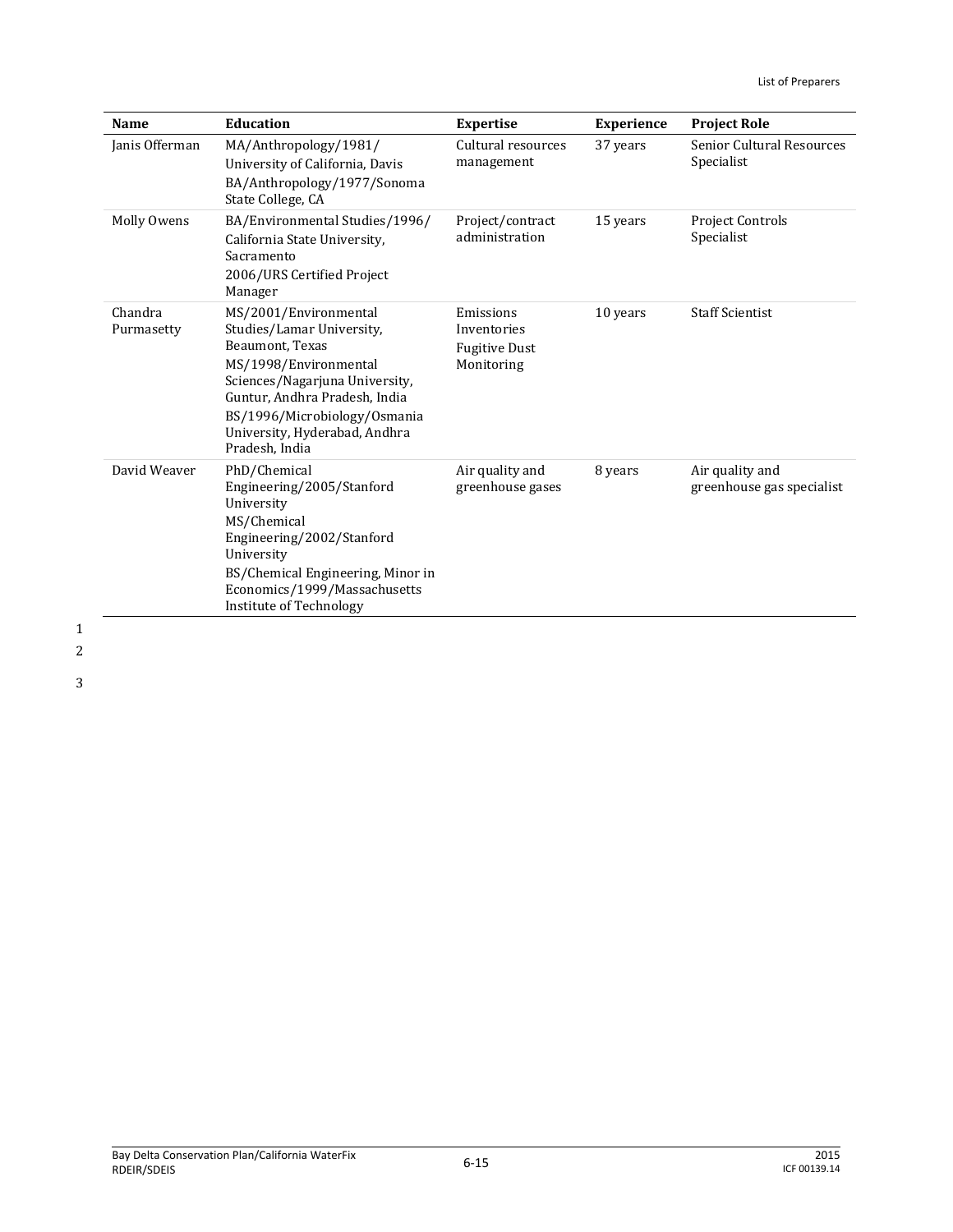| Name | Education | Expertise | Experience | Project Role |
|---|---|---|---|---|
| Janis Offerman | MA/Anthropology/1981/ University of California, Davis<br>BA/Anthropology/1977/Sonoma State College, CA | Cultural resources management | 37 years | Senior Cultural Resources Specialist |
| Molly Owens | BA/Environmental Studies/1996/ California State University, Sacramento<br>2006/URS Certified Project Manager | Project/contract administration | 15 years | Project Controls Specialist |
| Chandra Purmasetty | MS/2001/Environmental Studies/Lamar University, Beaumont, Texas<br>MS/1998/Environmental Sciences/Nagarjuna University, Guntur, Andhra Pradesh, India<br>BS/1996/Microbiology/Osmania University, Hyderabad, Andhra Pradesh, India | Emissions Inventories<br>Fugitive Dust Monitoring | 10 years | Staff Scientist |
| David Weaver | PhD/Chemical Engineering/2005/Stanford University<br>MS/Chemical Engineering/2002/Stanford University<br>BS/Chemical Engineering, Minor in Economics/1999/Massachusetts Institute of Technology | Air quality and greenhouse gases | 8 years | Air quality and greenhouse gas specialist |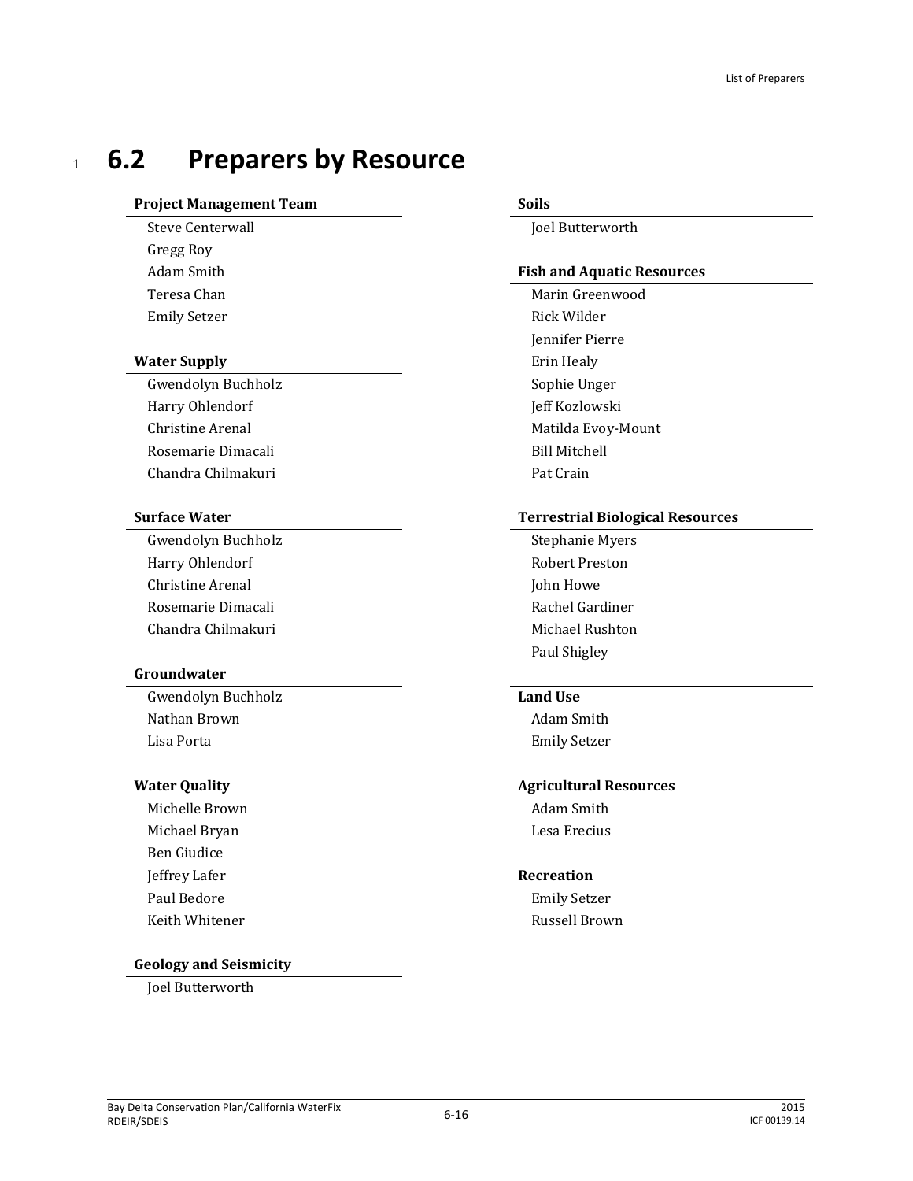## 6.2 Preparers by Resource

**Project Management Team**

Steve Centerwall
Gregg Roy
Adam Smith
Teresa Chan
Emily Setzer

**Water Supply**

Gwendolyn Buchholz
Harry Ohlendorf
Christine Arenal
Rosemarie Dimacali
Chandra Chilmakuri

**Surface Water**

Gwendolyn Buchholz
Harry Ohlendorf
Christine Arenal
Rosemarie Dimacali
Chandra Chilmakuri

**Groundwater**

Gwendolyn Buchholz
Nathan Brown
Lisa Porta

**Water Quality**

Michelle Brown
Michael Bryan
Ben Giudice
Jeffrey Lafer
Paul Bedore
Keith Whitener

**Geology and Seismicity**

Joel Butterworth

**Soils**

Joel Butterworth

**Fish and Aquatic Resources**

Marin Greenwood
Rick Wilder
Jennifer Pierre
Erin Healy
Sophie Unger
Jeff Kozlowski
Matilda Evoy-Mount
Bill Mitchell
Pat Crain

**Terrestrial Biological Resources**

Stephanie Myers
Robert Preston
John Howe
Rachel Gardiner
Michael Rushton
Paul Shigley

**Land Use**

Adam Smith
Emily Setzer

**Agricultural Resources**

Adam Smith
Lesa Erecius

**Recreation**

Emily Setzer
Russell Brown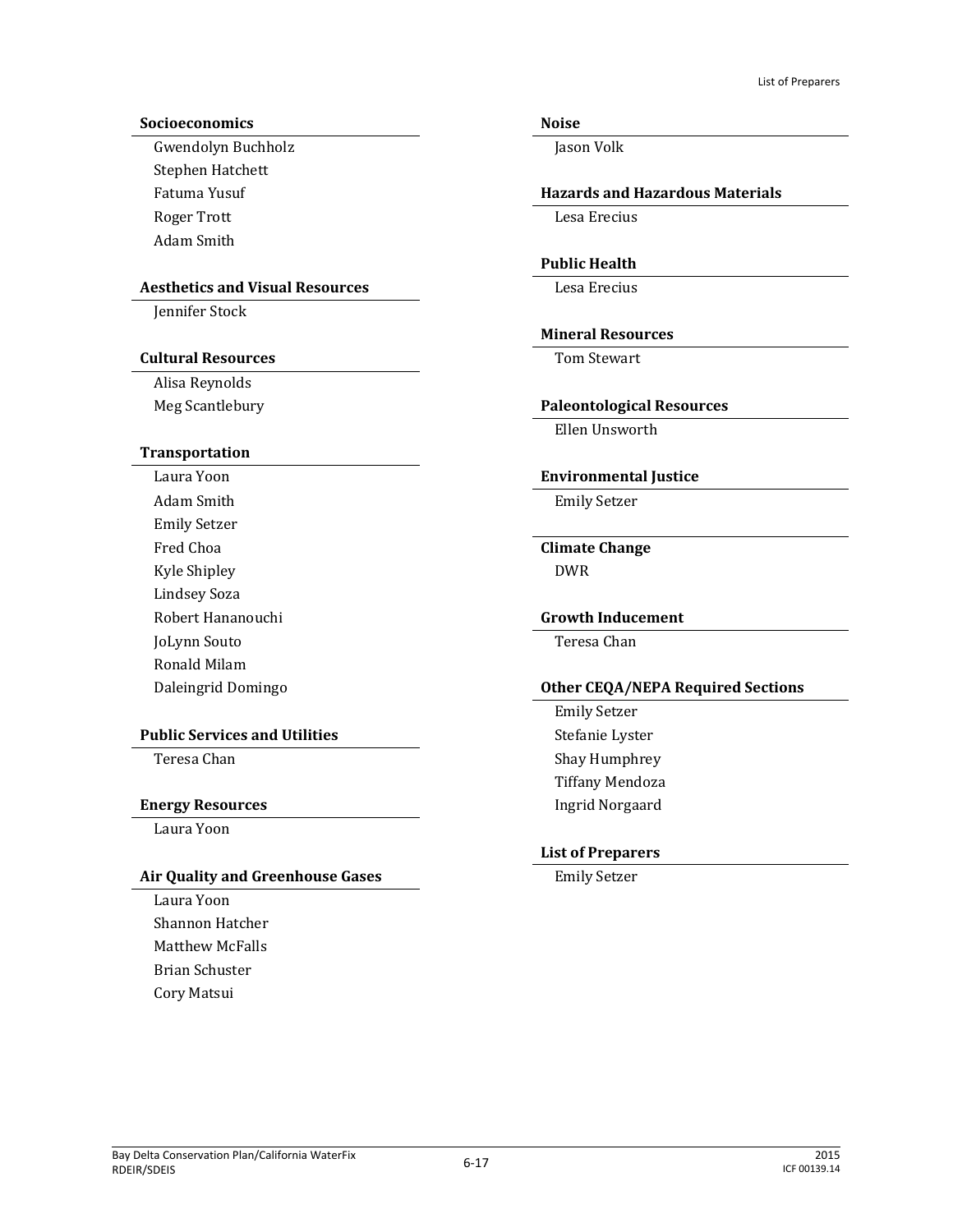**Socioeconomics**

Gwendolyn Buchholz
Stephen Hatchett
Fatuma Yusuf
Roger Trott
Adam Smith

**Aesthetics and Visual Resources**

Jennifer Stock

**Cultural Resources**

Alisa Reynolds
Meg Scantlebury

**Transportation**

Laura Yoon
Adam Smith
Emily Setzer
Fred Choa
Kyle Shipley
Lindsey Soza
Robert Hananouchi
JoLynn Souto
Ronald Milam
Daleingrid Domingo

**Public Services and Utilities**

Teresa Chan

**Energy Resources**

Laura Yoon

**Air Quality and Greenhouse Gases**

Laura Yoon
Shannon Hatcher
Matthew McFalls
Brian Schuster
Cory Matsui

**Noise**

Jason Volk

**Hazards and Hazardous Materials**

Lesa Erecius

**Public Health**

Lesa Erecius

**Mineral Resources**

Tom Stewart

**Paleontological Resources**

Ellen Unsworth

**Environmental Justice**

Emily Setzer

**Climate Change**

DWR

**Growth Inducement**

Teresa Chan

**Other CEQA/NEPA Required Sections**

Emily Setzer
Stefanie Lyster
Shay Humphrey
Tiffany Mendoza
Ingrid Norgaard

**List of Preparers**

Emily Setzer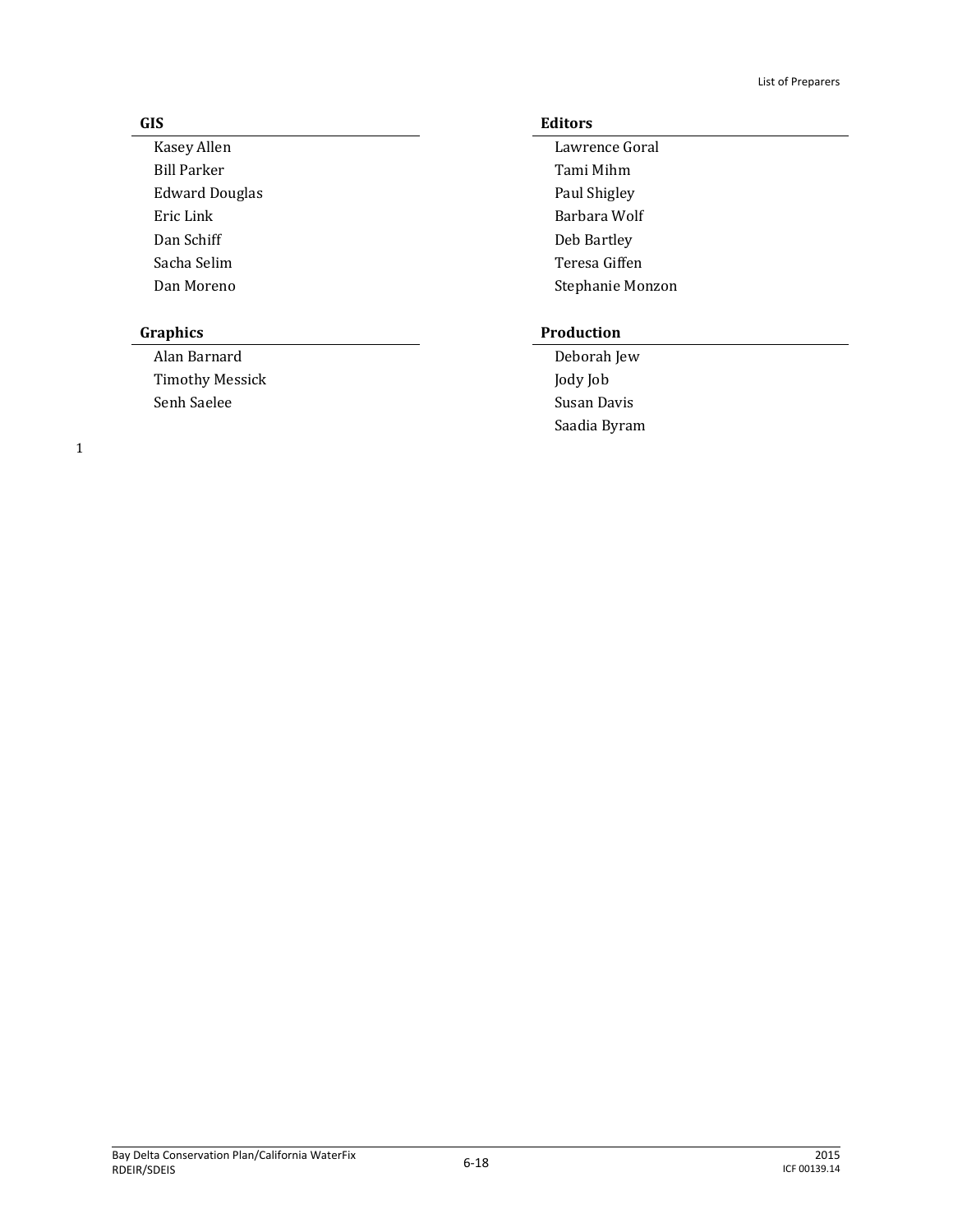### GIS

Kasey Allen
Bill Parker
Edward Douglas
Eric Link
Dan Schiff
Sacha Selim
Dan Moreno

### Graphics

Alan Barnard
Timothy Messick
Senh Saelee

### Editors

Lawrence Goral
Tami Mihm
Paul Shigley
Barbara Wolf
Deb Bartley
Teresa Giffen
Stephanie Monzon

### Production

Deborah Jew
Jody Job
Susan Davis
Saadia Byram